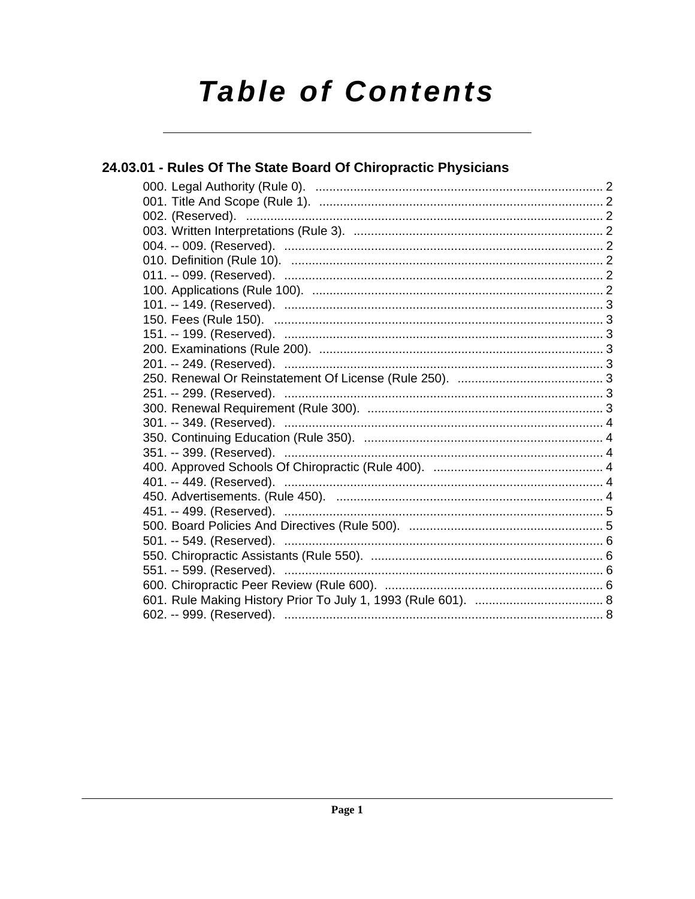# Table of Contents

## 24.03.01 - Rules Of The State Board Of Chiropractic Physicians

000. Legal Authority (Rule 0). .......... 2
001. Title And Scope (Rule 1). .......... 2
002. (Reserved). .......... 2
003. Written Interpretations (Rule 3). .......... 2
004. -- 009. (Reserved). .......... 2
010. Definition (Rule 10). .......... 2
011. -- 099. (Reserved). .......... 2
100. Applications (Rule 100). .......... 2
101. -- 149. (Reserved). .......... 3
150. Fees (Rule 150). .......... 3
151. -- 199. (Reserved). .......... 3
200. Examinations (Rule 200). .......... 3
201. -- 249. (Reserved). .......... 3
250. Renewal Or Reinstatement Of License (Rule 250). .......... 3
251. -- 299. (Reserved). .......... 3
300. Renewal Requirement (Rule 300). .......... 3
301. -- 349. (Reserved). .......... 4
350. Continuing Education (Rule 350). .......... 4
351. -- 399. (Reserved). .......... 4
400. Approved Schools Of Chiropractic (Rule 400). .......... 4
401. -- 449. (Reserved). .......... 4
450. Advertisements. (Rule 450). .......... 4
451. -- 499. (Reserved). .......... 5
500. Board Policies And Directives (Rule 500). .......... 5
501. -- 549. (Reserved). .......... 6
550. Chiropractic Assistants (Rule 550). .......... 6
551. -- 599. (Reserved). .......... 6
600. Chiropractic Peer Review (Rule 600). .......... 6
601. Rule Making History Prior To July 1, 1993 (Rule 601). .......... 8
602. -- 999. (Reserved). .......... 8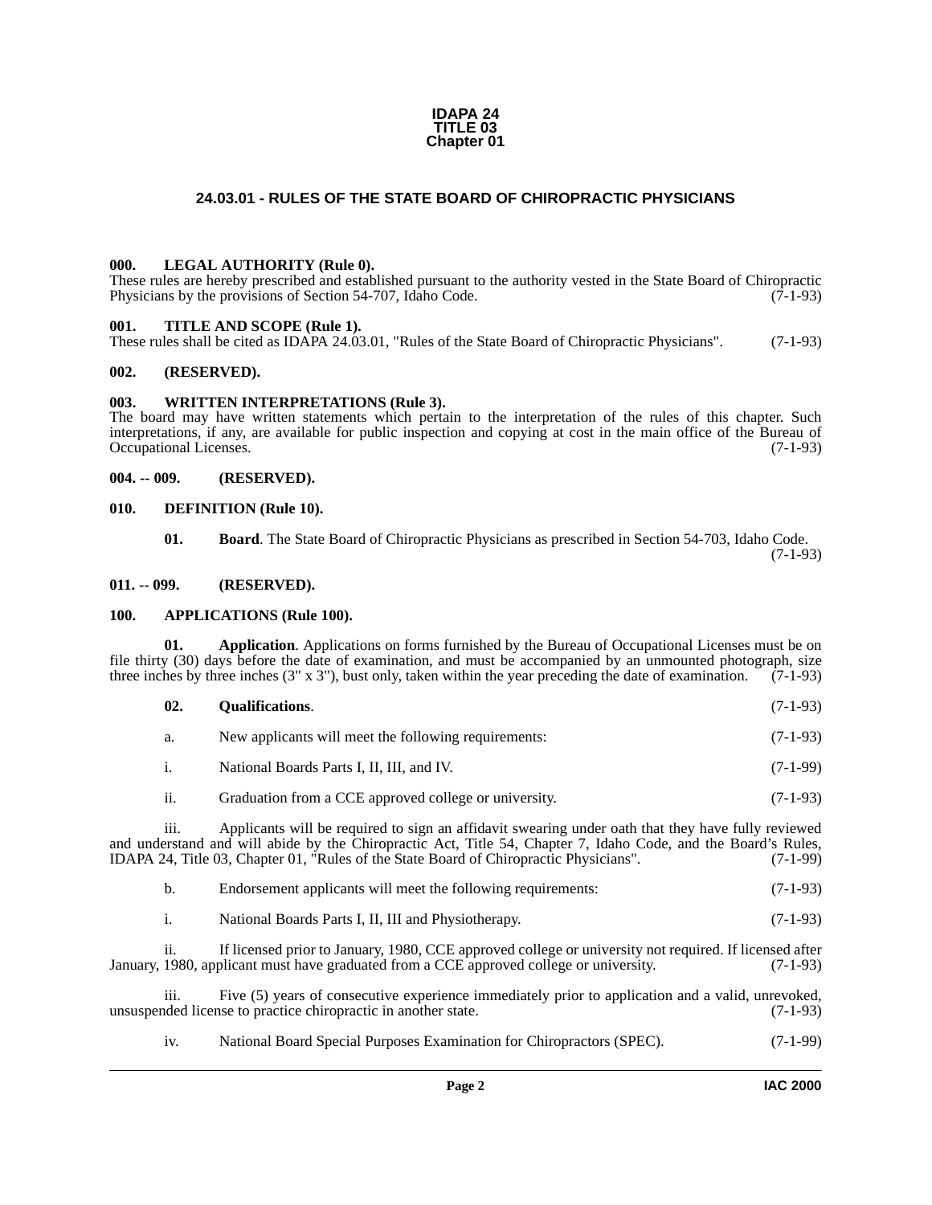IDAPA 24
TITLE 03
Chapter 01

# 24.03.01 - RULES OF THE STATE BOARD OF CHIROPRACTIC PHYSICIANS

## 000. LEGAL AUTHORITY (Rule 0).

These rules are hereby prescribed and established pursuant to the authority vested in the State Board of Chiropractic Physicians by the provisions of Section 54-707, Idaho Code. (7-1-93)

## 001. TITLE AND SCOPE (Rule 1).

These rules shall be cited as IDAPA 24.03.01, "Rules of the State Board of Chiropractic Physicians". (7-1-93)

## 002. (RESERVED).

## 003. WRITTEN INTERPRETATIONS (Rule 3).

The board may have written statements which pertain to the interpretation of the rules of this chapter. Such interpretations, if any, are available for public inspection and copying at cost in the main office of the Bureau of Occupational Licenses. (7-1-93)

## 004. -- 009. (RESERVED).

## 010. DEFINITION (Rule 10).

**01. Board**. The State Board of Chiropractic Physicians as prescribed in Section 54-703, Idaho Code. (7-1-93)

## 011. -- 099. (RESERVED).

## 100. APPLICATIONS (Rule 100).

**01. Application**. Applications on forms furnished by the Bureau of Occupational Licenses must be on file thirty (30) days before the date of examination, and must be accompanied by an unmounted photograph, size three inches by three inches (3" x 3"), bust only, taken within the year preceding the date of examination. (7-1-93)

**02. Qualifications**. (7-1-93)

a. New applicants will meet the following requirements: (7-1-93)

i. National Boards Parts I, II, III, and IV. (7-1-99)

ii. Graduation from a CCE approved college or university. (7-1-93)

iii. Applicants will be required to sign an affidavit swearing under oath that they have fully reviewed and understand and will abide by the Chiropractic Act, Title 54, Chapter 7, Idaho Code, and the Board's Rules, IDAPA 24, Title 03, Chapter 01, "Rules of the State Board of Chiropractic Physicians". (7-1-99)

b. Endorsement applicants will meet the following requirements: (7-1-93)

i. National Boards Parts I, II, III and Physiotherapy. (7-1-93)

ii. If licensed prior to January, 1980, CCE approved college or university not required. If licensed after January, 1980, applicant must have graduated from a CCE approved college or university. (7-1-93)

iii. Five (5) years of consecutive experience immediately prior to application and a valid, unrevoked, unsuspended license to practice chiropractic in another state. (7-1-93)

iv. National Board Special Purposes Examination for Chiropractors (SPEC). (7-1-99)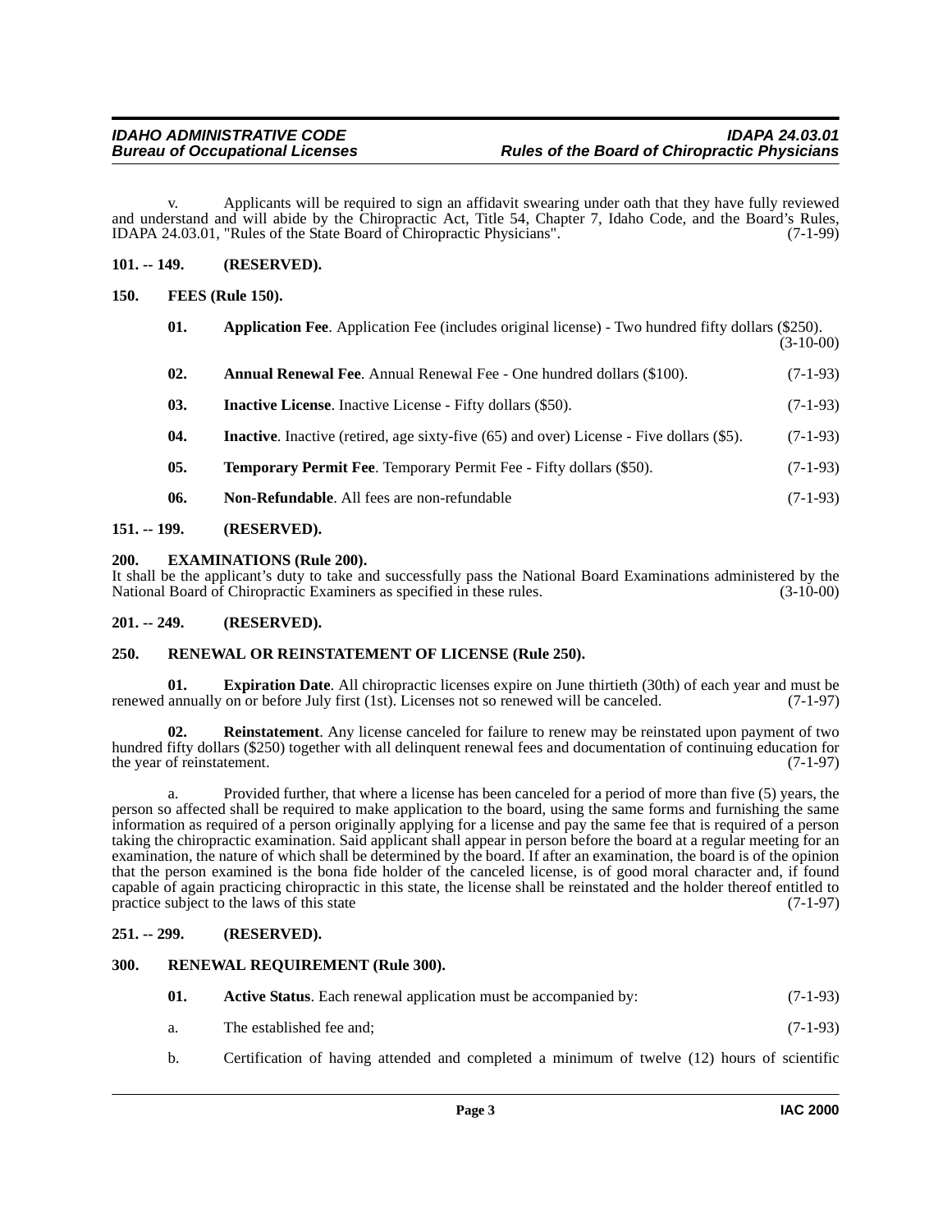v. Applicants will be required to sign an affidavit swearing under oath that they have fully reviewed and understand and will abide by the Chiropractic Act, Title 54, Chapter 7, Idaho Code, and the Board's Rules, IDAPA 24.03.01, "Rules of the State Board of Chiropractic Physicians". (7-1-99)

**101. -- 149. (RESERVED).**

**150. FEES (Rule 150).**

**01. Application Fee**. Application Fee (includes original license) - Two hundred fifty dollars ($250). (3-10-00)

**02. Annual Renewal Fee**. Annual Renewal Fee - One hundred dollars ($100). (7-1-93)

**03. Inactive License**. Inactive License - Fifty dollars ($50). (7-1-93)

**04. Inactive**. Inactive (retired, age sixty-five (65) and over) License - Five dollars ($5). (7-1-93)

**05. Temporary Permit Fee**. Temporary Permit Fee - Fifty dollars ($50). (7-1-93)

**06. Non-Refundable**. All fees are non-refundable (7-1-93)

**151. -- 199. (RESERVED).**

**200. EXAMINATIONS (Rule 200).**

It shall be the applicant's duty to take and successfully pass the National Board Examinations administered by the National Board of Chiropractic Examiners as specified in these rules. (3-10-00)

**201. -- 249. (RESERVED).**

**250. RENEWAL OR REINSTATEMENT OF LICENSE (Rule 250).**

**01. Expiration Date**. All chiropractic licenses expire on June thirtieth (30th) of each year and must be renewed annually on or before July first (1st). Licenses not so renewed will be canceled. (7-1-97)

**02. Reinstatement**. Any license canceled for failure to renew may be reinstated upon payment of two hundred fifty dollars ($250) together with all delinquent renewal fees and documentation of continuing education for the year of reinstatement. (7-1-97)

a. Provided further, that where a license has been canceled for a period of more than five (5) years, the person so affected shall be required to make application to the board, using the same forms and furnishing the same information as required of a person originally applying for a license and pay the same fee that is required of a person taking the chiropractic examination. Said applicant shall appear in person before the board at a regular meeting for an examination, the nature of which shall be determined by the board. If after an examination, the board is of the opinion that the person examined is the bona fide holder of the canceled license, is of good moral character and, if found capable of again practicing chiropractic in this state, the license shall be reinstated and the holder thereof entitled to practice subject to the laws of this state (7-1-97)

**251. -- 299. (RESERVED).**

**300. RENEWAL REQUIREMENT (Rule 300).**

**01. Active Status**. Each renewal application must be accompanied by: (7-1-93)

a. The established fee and; (7-1-93)

b. Certification of having attended and completed a minimum of twelve (12) hours of scientific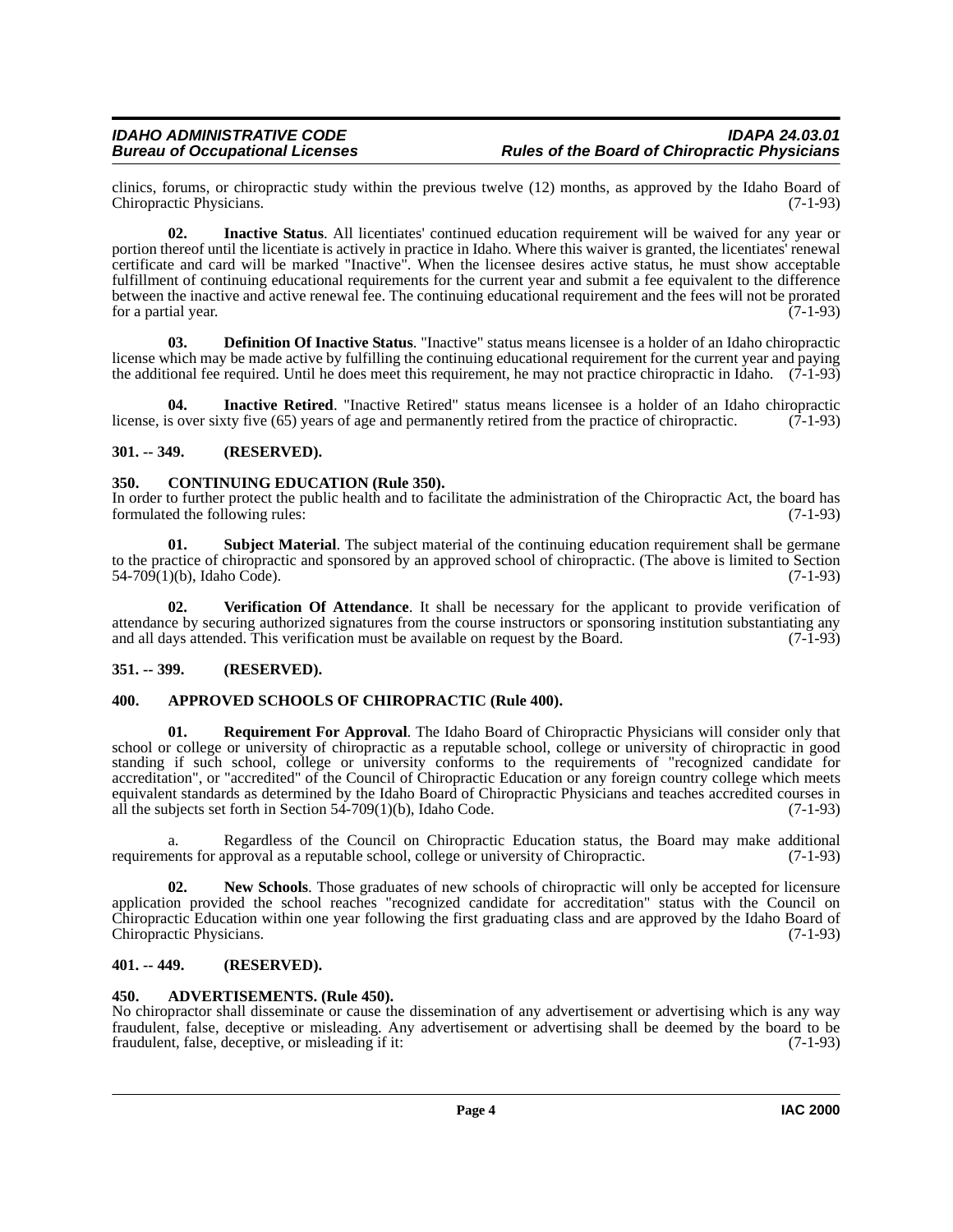clinics, forums, or chiropractic study within the previous twelve (12) months, as approved by the Idaho Board of Chiropractic Physicians. (7-1-93)

**02. Inactive Status**. All licentiates' continued education requirement will be waived for any year or portion thereof until the licentiate is actively in practice in Idaho. Where this waiver is granted, the licentiates' renewal certificate and card will be marked "Inactive". When the licensee desires active status, he must show acceptable fulfillment of continuing educational requirements for the current year and submit a fee equivalent to the difference between the inactive and active renewal fee. The continuing educational requirement and the fees will not be prorated for a partial year. (7-1-93)

**03. Definition Of Inactive Status**. "Inactive" status means licensee is a holder of an Idaho chiropractic license which may be made active by fulfilling the continuing educational requirement for the current year and paying the additional fee required. Until he does meet this requirement, he may not practice chiropractic in Idaho. (7-1-93)

**04. Inactive Retired**. "Inactive Retired" status means licensee is a holder of an Idaho chiropractic license, is over sixty five (65) years of age and permanently retired from the practice of chiropractic. (7-1-93)

## 301. -- 349. (RESERVED).

## 350. CONTINUING EDUCATION (Rule 350).

In order to further protect the public health and to facilitate the administration of the Chiropractic Act, the board has formulated the following rules: (7-1-93)

**01. Subject Material**. The subject material of the continuing education requirement shall be germane to the practice of chiropractic and sponsored by an approved school of chiropractic. (The above is limited to Section 54-709(1)(b), Idaho Code). (7-1-93)

**02. Verification Of Attendance**. It shall be necessary for the applicant to provide verification of attendance by securing authorized signatures from the course instructors or sponsoring institution substantiating any and all days attended. This verification must be available on request by the Board. (7-1-93)

## 351. -- 399. (RESERVED).

## 400. APPROVED SCHOOLS OF CHIROPRACTIC (Rule 400).

**01. Requirement For Approval**. The Idaho Board of Chiropractic Physicians will consider only that school or college or university of chiropractic as a reputable school, college or university of chiropractic in good standing if such school, college or university conforms to the requirements of "recognized candidate for accreditation", or "accredited" of the Council of Chiropractic Education or any foreign country college which meets equivalent standards as determined by the Idaho Board of Chiropractic Physicians and teaches accredited courses in all the subjects set forth in Section 54-709(1)(b), Idaho Code. (7-1-93)

a. Regardless of the Council on Chiropractic Education status, the Board may make additional requirements for approval as a reputable school, college or university of Chiropractic. (7-1-93)

**02. New Schools**. Those graduates of new schools of chiropractic will only be accepted for licensure application provided the school reaches "recognized candidate for accreditation" status with the Council on Chiropractic Education within one year following the first graduating class and are approved by the Idaho Board of Chiropractic Physicians. (7-1-93)

## 401. -- 449. (RESERVED).

## 450. ADVERTISEMENTS. (Rule 450).

No chiropractor shall disseminate or cause the dissemination of any advertisement or advertising which is any way fraudulent, false, deceptive or misleading. Any advertisement or advertising shall be deemed by the board to be fraudulent, false, deceptive, or misleading if it: (7-1-93)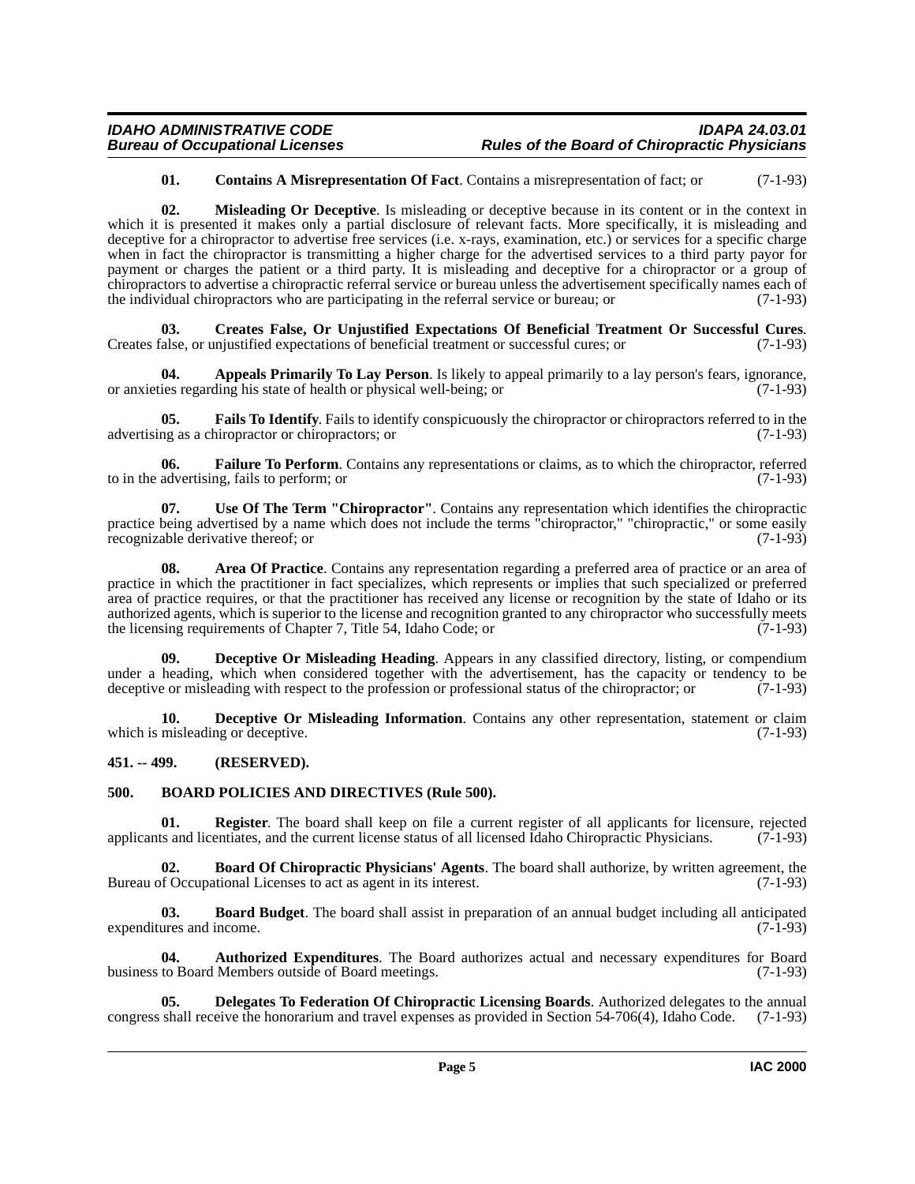**01. Contains A Misrepresentation Of Fact**. Contains a misrepresentation of fact; or (7-1-93)

**02. Misleading Or Deceptive**. Is misleading or deceptive because in its content or in the context in which it is presented it makes only a partial disclosure of relevant facts. More specifically, it is misleading and deceptive for a chiropractor to advertise free services (i.e. x-rays, examination, etc.) or services for a specific charge when in fact the chiropractor is transmitting a higher charge for the advertised services to a third party payor for payment or charges the patient or a third party. It is misleading and deceptive for a chiropractor or a group of chiropractors to advertise a chiropractic referral service or bureau unless the advertisement specifically names each of the individual chiropractors who are participating in the referral service or bureau; or (7-1-93)

**03. Creates False, Or Unjustified Expectations Of Beneficial Treatment Or Successful Cures**. Creates false, or unjustified expectations of beneficial treatment or successful cures; or (7-1-93)

**04. Appeals Primarily To Lay Person**. Is likely to appeal primarily to a lay person's fears, ignorance, or anxieties regarding his state of health or physical well-being; or (7-1-93)

**05. Fails To Identify**. Fails to identify conspicuously the chiropractor or chiropractors referred to in the advertising as a chiropractor or chiropractors; or (7-1-93)

**06. Failure To Perform**. Contains any representations or claims, as to which the chiropractor, referred to in the advertising, fails to perform; or (7-1-93)

**07. Use Of The Term "Chiropractor"**. Contains any representation which identifies the chiropractic practice being advertised by a name which does not include the terms "chiropractor," "chiropractic," or some easily recognizable derivative thereof; or (7-1-93)

**08. Area Of Practice**. Contains any representation regarding a preferred area of practice or an area of practice in which the practitioner in fact specializes, which represents or implies that such specialized or preferred area of practice requires, or that the practitioner has received any license or recognition by the state of Idaho or its authorized agents, which is superior to the license and recognition granted to any chiropractor who successfully meets the licensing requirements of Chapter 7, Title 54, Idaho Code; or (7-1-93)

**09. Deceptive Or Misleading Heading**. Appears in any classified directory, listing, or compendium under a heading, which when considered together with the advertisement, has the capacity or tendency to be deceptive or misleading with respect to the profession or professional status of the chiropractor; or (7-1-93)

**10. Deceptive Or Misleading Information**. Contains any other representation, statement or claim which is misleading or deceptive. (7-1-93)

## 451. -- 499. (RESERVED).

## 500. BOARD POLICIES AND DIRECTIVES (Rule 500).

**01. Register**. The board shall keep on file a current register of all applicants for licensure, rejected applicants and licentiates, and the current license status of all licensed Idaho Chiropractic Physicians. (7-1-93)

**02. Board Of Chiropractic Physicians' Agents**. The board shall authorize, by written agreement, the Bureau of Occupational Licenses to act as agent in its interest. (7-1-93)

**03. Board Budget**. The board shall assist in preparation of an annual budget including all anticipated expenditures and income. (7-1-93)

**04. Authorized Expenditures**. The Board authorizes actual and necessary expenditures for Board business to Board Members outside of Board meetings. (7-1-93)

**05. Delegates To Federation Of Chiropractic Licensing Boards**. Authorized delegates to the annual congress shall receive the honorarium and travel expenses as provided in Section 54-706(4), Idaho Code. (7-1-93)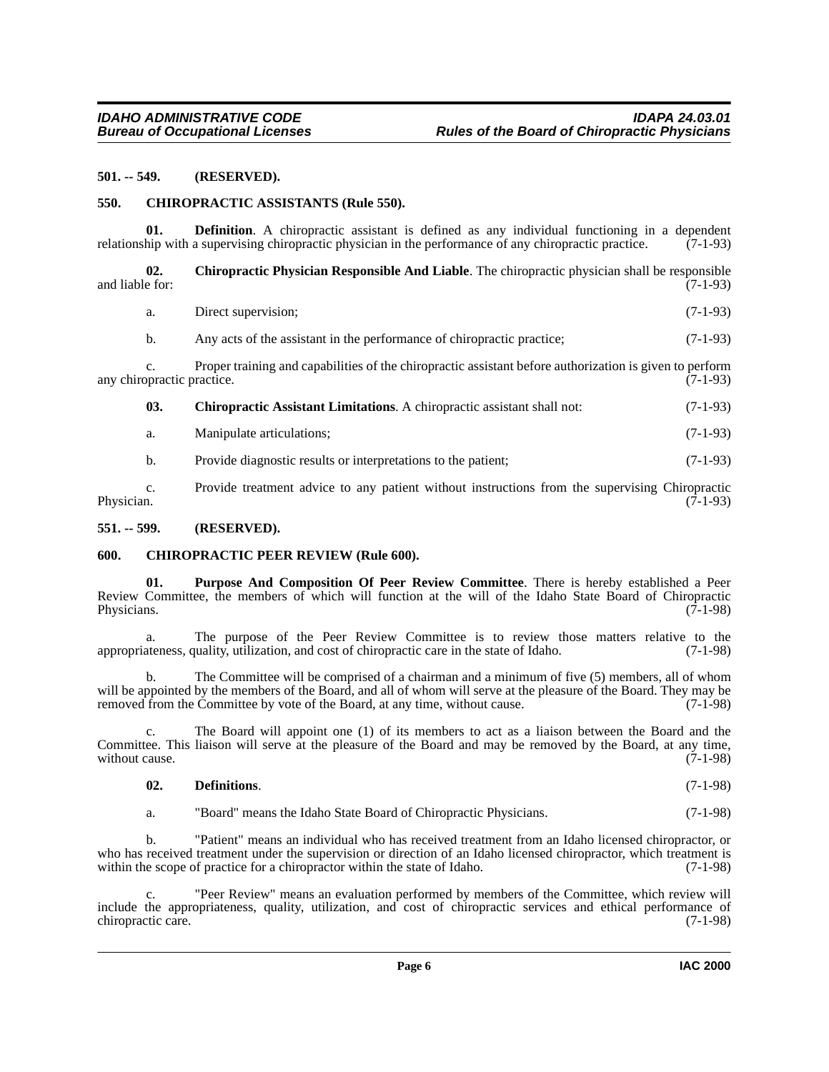### 501. -- 549. (RESERVED).

### 550. CHIROPRACTIC ASSISTANTS (Rule 550).

**01. Definition**. A chiropractic assistant is defined as any individual functioning in a dependent relationship with a supervising chiropractic physician in the performance of any chiropractic practice. (7-1-93)

**02. Chiropractic Physician Responsible And Liable**. The chiropractic physician shall be responsible and liable for: (7-1-93)

a. Direct supervision; (7-1-93)

b. Any acts of the assistant in the performance of chiropractic practice; (7-1-93)

c. Proper training and capabilities of the chiropractic assistant before authorization is given to perform any chiropractic practice. (7-1-93)

**03. Chiropractic Assistant Limitations**. A chiropractic assistant shall not: (7-1-93)

a. Manipulate articulations; (7-1-93)

b. Provide diagnostic results or interpretations to the patient; (7-1-93)

c. Provide treatment advice to any patient without instructions from the supervising Chiropractic Physician. (7-1-93)

### 551. -- 599. (RESERVED).

### 600. CHIROPRACTIC PEER REVIEW (Rule 600).

**01. Purpose And Composition Of Peer Review Committee**. There is hereby established a Peer Review Committee, the members of which will function at the will of the Idaho State Board of Chiropractic Physicians. (7-1-98)

a. The purpose of the Peer Review Committee is to review those matters relative to the appropriateness, quality, utilization, and cost of chiropractic care in the state of Idaho. (7-1-98)

b. The Committee will be comprised of a chairman and a minimum of five (5) members, all of whom will be appointed by the members of the Board, and all of whom will serve at the pleasure of the Board. They may be removed from the Committee by vote of the Board, at any time, without cause. (7-1-98)

c. The Board will appoint one (1) of its members to act as a liaison between the Board and the Committee. This liaison will serve at the pleasure of the Board and may be removed by the Board, at any time, without cause. (7-1-98)

**02. Definitions**. (7-1-98)

a. "Board" means the Idaho State Board of Chiropractic Physicians. (7-1-98)

b. "Patient" means an individual who has received treatment from an Idaho licensed chiropractor, or who has received treatment under the supervision or direction of an Idaho licensed chiropractor, which treatment is within the scope of practice for a chiropractor within the state of Idaho. (7-1-98)

c. "Peer Review" means an evaluation performed by members of the Committee, which review will include the appropriateness, quality, utilization, and cost of chiropractic services and ethical performance of chiropractic care. (7-1-98)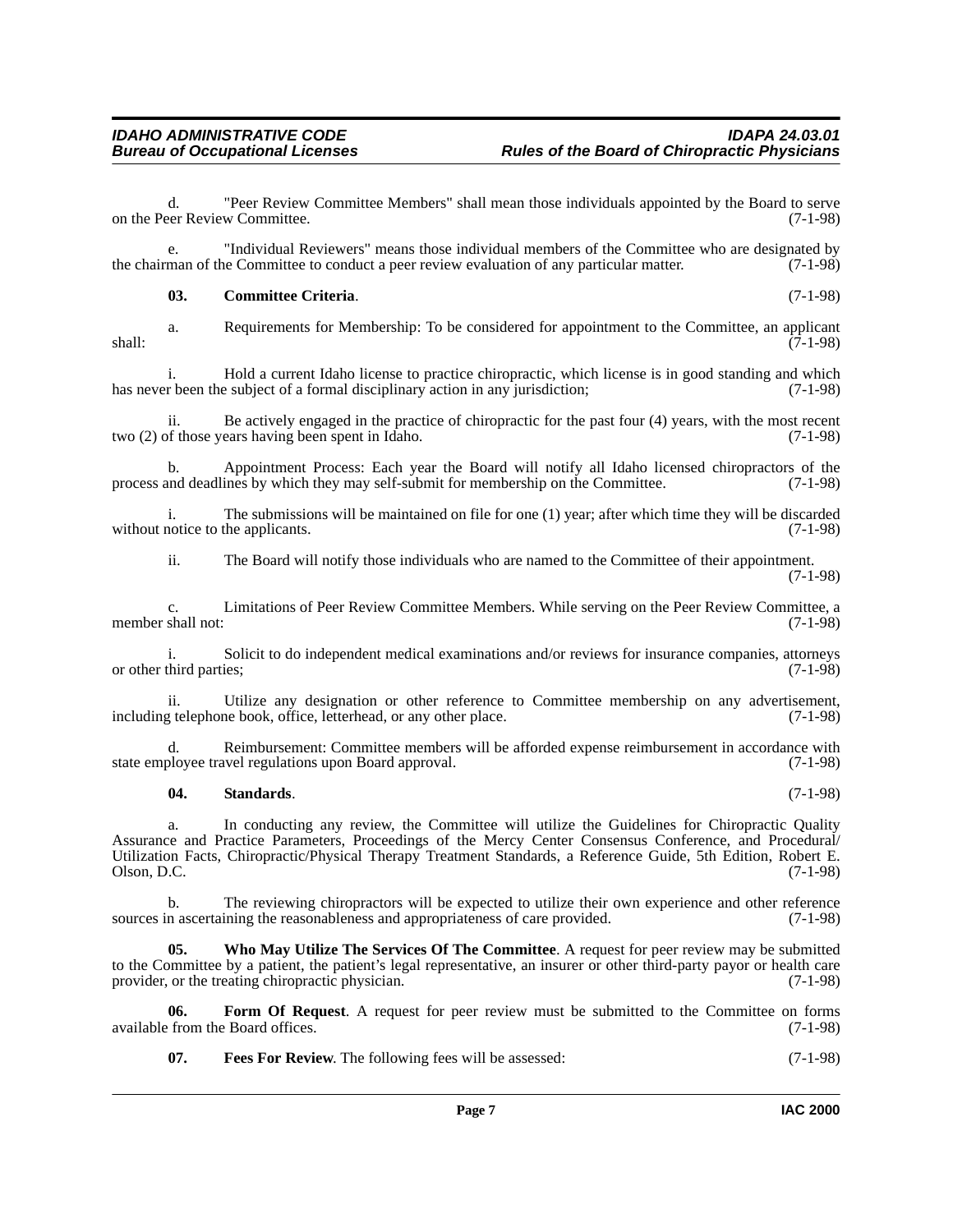d. "Peer Review Committee Members" shall mean those individuals appointed by the Board to serve on the Peer Review Committee. (7-1-98)

e. "Individual Reviewers" means those individual members of the Committee who are designated by the chairman of the Committee to conduct a peer review evaluation of any particular matter. (7-1-98)

**03. Committee Criteria**. (7-1-98)

a. Requirements for Membership: To be considered for appointment to the Committee, an applicant shall: (7-1-98)

i. Hold a current Idaho license to practice chiropractic, which license is in good standing and which has never been the subject of a formal disciplinary action in any jurisdiction; (7-1-98)

ii. Be actively engaged in the practice of chiropractic for the past four (4) years, with the most recent two (2) of those years having been spent in Idaho. (7-1-98)

b. Appointment Process: Each year the Board will notify all Idaho licensed chiropractors of the process and deadlines by which they may self-submit for membership on the Committee. (7-1-98)

i. The submissions will be maintained on file for one (1) year; after which time they will be discarded without notice to the applicants. (7-1-98)

ii. The Board will notify those individuals who are named to the Committee of their appointment. (7-1-98)

c. Limitations of Peer Review Committee Members. While serving on the Peer Review Committee, a member shall not: (7-1-98)

i. Solicit to do independent medical examinations and/or reviews for insurance companies, attorneys or other third parties; (7-1-98)

ii. Utilize any designation or other reference to Committee membership on any advertisement, including telephone book, office, letterhead, or any other place. (7-1-98)

d. Reimbursement: Committee members will be afforded expense reimbursement in accordance with state employee travel regulations upon Board approval. (7-1-98)

**04. Standards**. (7-1-98)

a. In conducting any review, the Committee will utilize the Guidelines for Chiropractic Quality Assurance and Practice Parameters, Proceedings of the Mercy Center Consensus Conference, and Procedural/Utilization Facts, Chiropractic/Physical Therapy Treatment Standards, a Reference Guide, 5th Edition, Robert E. Olson, D.C. (7-1-98)

b. The reviewing chiropractors will be expected to utilize their own experience and other reference sources in ascertaining the reasonableness and appropriateness of care provided. (7-1-98)

**05. Who May Utilize The Services Of The Committee**. A request for peer review may be submitted to the Committee by a patient, the patient's legal representative, an insurer or other third-party payor or health care provider, or the treating chiropractic physician. (7-1-98)

**06. Form Of Request**. A request for peer review must be submitted to the Committee on forms available from the Board offices. (7-1-98)

**07. Fees For Review**. The following fees will be assessed: (7-1-98)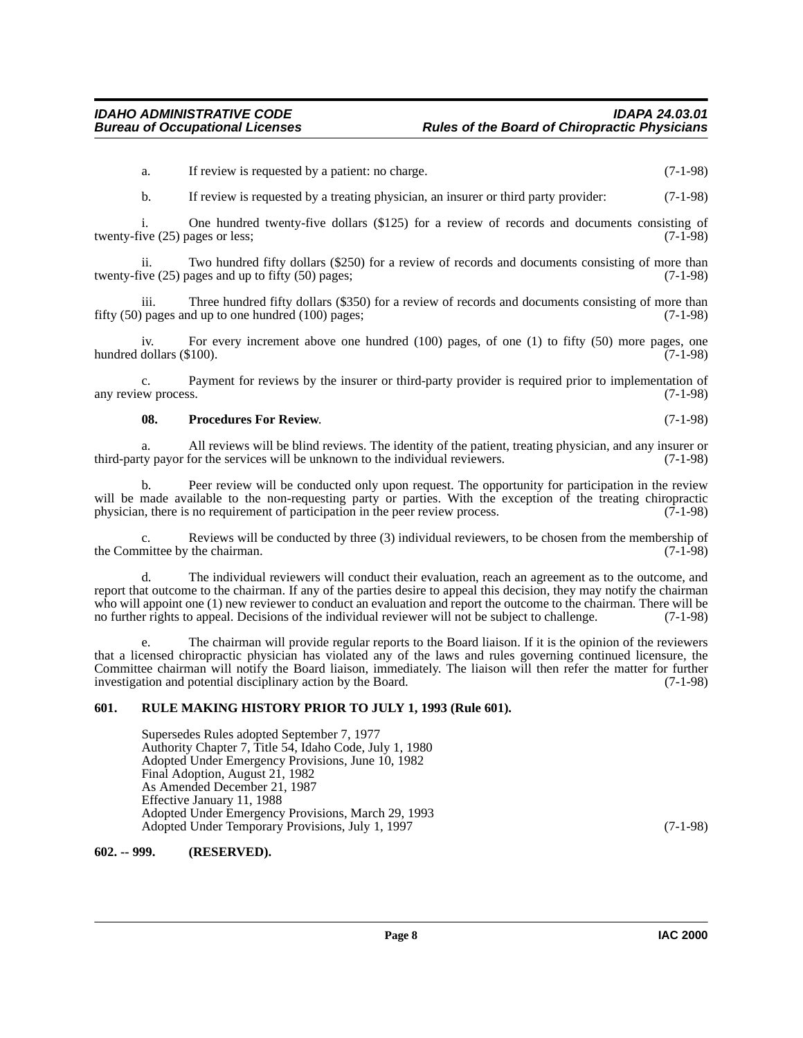a. If review is requested by a patient: no charge. (7-1-98)

b. If review is requested by a treating physician, an insurer or third party provider: (7-1-98)

i. One hundred twenty-five dollars ($125) for a review of records and documents consisting of twenty-five (25) pages or less; (7-1-98)

ii. Two hundred fifty dollars ($250) for a review of records and documents consisting of more than twenty-five (25) pages and up to fifty (50) pages; (7-1-98)

iii. Three hundred fifty dollars ($350) for a review of records and documents consisting of more than fifty (50) pages and up to one hundred (100) pages; (7-1-98)

iv. For every increment above one hundred (100) pages, of one (1) to fifty (50) more pages, one hundred dollars ($100). (7-1-98)

c. Payment for reviews by the insurer or third-party provider is required prior to implementation of any review process. (7-1-98)

**08. Procedures For Review**. (7-1-98)

a. All reviews will be blind reviews. The identity of the patient, treating physician, and any insurer or third-party payor for the services will be unknown to the individual reviewers. (7-1-98)

b. Peer review will be conducted only upon request. The opportunity for participation in the review will be made available to the non-requesting party or parties. With the exception of the treating chiropractic physician, there is no requirement of participation in the peer review process. (7-1-98)

c. Reviews will be conducted by three (3) individual reviewers, to be chosen from the membership of the Committee by the chairman. (7-1-98)

d. The individual reviewers will conduct their evaluation, reach an agreement as to the outcome, and report that outcome to the chairman. If any of the parties desire to appeal this decision, they may notify the chairman who will appoint one (1) new reviewer to conduct an evaluation and report the outcome to the chairman. There will be no further rights to appeal. Decisions of the individual reviewer will not be subject to challenge. (7-1-98)

e. The chairman will provide regular reports to the Board liaison. If it is the opinion of the reviewers that a licensed chiropractic physician has violated any of the laws and rules governing continued licensure, the Committee chairman will notify the Board liaison, immediately. The liaison will then refer the matter for further investigation and potential disciplinary action by the Board. (7-1-98)

## 601. RULE MAKING HISTORY PRIOR TO JULY 1, 1993 (Rule 601).

Supersedes Rules adopted September 7, 1977
Authority Chapter 7, Title 54, Idaho Code, July 1, 1980
Adopted Under Emergency Provisions, June 10, 1982
Final Adoption, August 21, 1982
As Amended December 21, 1987
Effective January 11, 1988
Adopted Under Emergency Provisions, March 29, 1993
Adopted Under Temporary Provisions, July 1, 1997 (7-1-98)

## 602. -- 999. (RESERVED).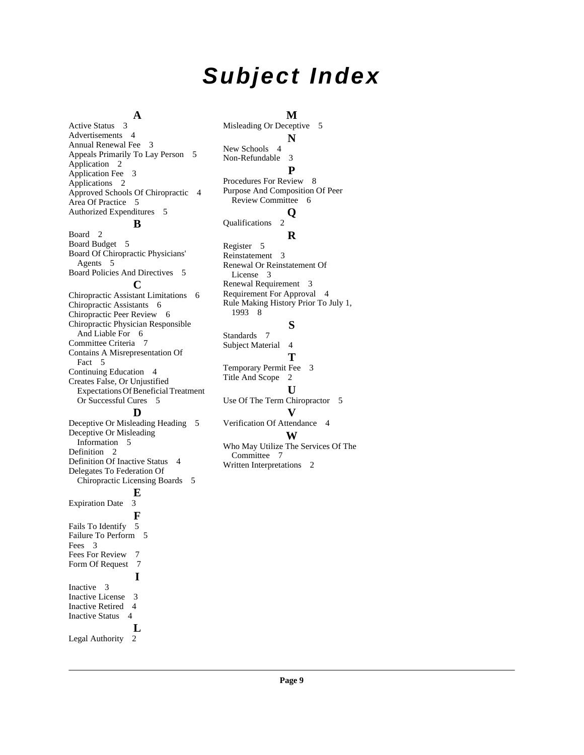# *Subject Index*

### A

Active Status 3
Advertisements 4
Annual Renewal Fee 3
Appeals Primarily To Lay Person 5
Application 2
Application Fee 3
Applications 2
Approved Schools Of Chiropractic 4
Area Of Practice 5
Authorized Expenditures 5

### B

Board 2
Board Budget 5
Board Of Chiropractic Physicians' Agents 5
Board Policies And Directives 5

### C

Chiropractic Assistant Limitations 6
Chiropractic Assistants 6
Chiropractic Peer Review 6
Chiropractic Physician Responsible And Liable For 6
Committee Criteria 7
Contains A Misrepresentation Of Fact 5
Continuing Education 4
Creates False, Or Unjustified Expectations Of Beneficial Treatment Or Successful Cures 5

### D

Deceptive Or Misleading Heading 5
Deceptive Or Misleading Information 5
Definition 2
Definition Of Inactive Status 4
Delegates To Federation Of Chiropractic Licensing Boards 5

### E

Expiration Date 3

### F

Fails To Identify 5
Failure To Perform 5
Fees 3
Fees For Review 7
Form Of Request 7

### I

Inactive 3
Inactive License 3
Inactive Retired 4
Inactive Status 4

### L

Legal Authority 2

### M

Misleading Or Deceptive 5

### N

New Schools 4
Non-Refundable 3

### P

Procedures For Review 8
Purpose And Composition Of Peer Review Committee 6

### Q

Qualifications 2

### R

Register 5
Reinstatement 3
Renewal Or Reinstatement Of License 3
Renewal Requirement 3
Requirement For Approval 4
Rule Making History Prior To July 1, 1993 8

### S

Standards 7
Subject Material 4

### T

Temporary Permit Fee 3
Title And Scope 2

### U

Use Of The Term Chiropractor 5

### V

Verification Of Attendance 4

### W

Who May Utilize The Services Of The Committee 7
Written Interpretations 2